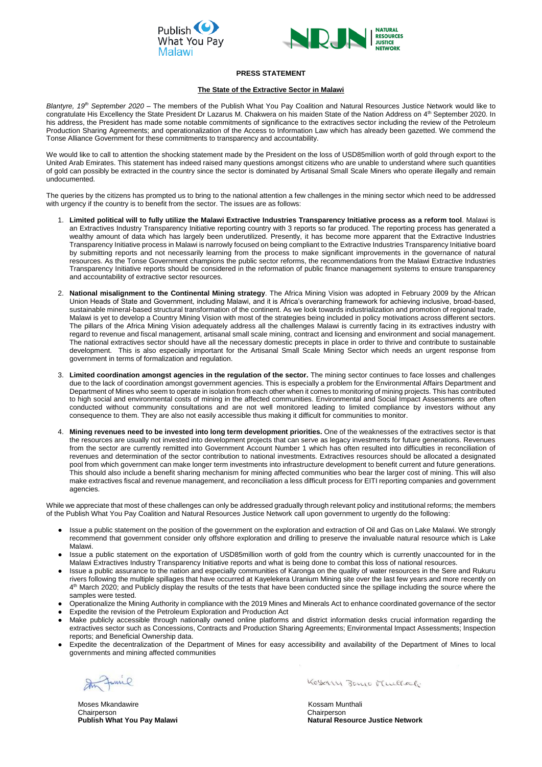Publish What You Pay Malawi

NRJN NATURAL RESOURCES JUSTICE NETWORK

**PRESS STATEMENT**

**The State of the Extractive Sector in Malawi**

*Blantyre, 19th September 2020* – The members of the Publish What You Pay Coalition and Natural Resources Justice Network would like to congratulate His Excellency the State President Dr Lazarus M. Chakwera on his maiden State of the Nation Address on 4th September 2020. In his address, the President has made some notable commitments of significance to the extractives sector including the review of the Petroleum Production Sharing Agreements; and operationalization of the Access to Information Law which has already been gazetted. We commend the Tonse Alliance Government for these commitments to transparency and accountability.

We would like to call to attention the shocking statement made by the President on the loss of USD85million worth of gold through export to the United Arab Emirates. This statement has indeed raised many questions amongst citizens who are unable to understand where such quantities of gold can possibly be extracted in the country since the sector is dominated by Artisanal Small Scale Miners who operate illegally and remain undocumented.

The queries by the citizens has prompted us to bring to the national attention a few challenges in the mining sector which need to be addressed with urgency if the country is to benefit from the sector. The issues are as follows:

1. **Limited political will to fully utilize the Malawi Extractive Industries Transparency Initiative process as a reform tool**. Malawi is an Extractives Industry Transparency Initiative reporting country with 3 reports so far produced. The reporting process has generated a wealthy amount of data which has largely been underutilized. Presently, it has become more apparent that the Extractive Industries Transparency Initiative process in Malawi is narrowly focused on being compliant to the Extractive Industries Transparency Initiative board by submitting reports and not necessarily learning from the process to make significant improvements in the governance of natural resources. As the Tonse Government champions the public sector reforms, the recommendations from the Malawi Extractive Industries Transparency Initiative reports should be considered in the reformation of public finance management systems to ensure transparency and accountability of extractive sector resources.

2. **National misalignment to the Continental Mining strategy**. The Africa Mining Vision was adopted in February 2009 by the African Union Heads of State and Government, including Malawi, and it is Africa's overarching framework for achieving inclusive, broad-based, sustainable mineral-based structural transformation of the continent. As we look towards industrialization and promotion of regional trade, Malawi is yet to develop a Country Mining Vision with most of the strategies being included in policy motivations across different sectors. The pillars of the Africa Mining Vision adequately address all the challenges Malawi is currently facing in its extractives industry with regard to revenue and fiscal management, artisanal small scale mining, contract and licensing and environment and social management. The national extractives sector should have all the necessary domestic precepts in place in order to thrive and contribute to sustainable development. This is also especially important for the Artisanal Small Scale Mining Sector which needs an urgent response from government in terms of formalization and regulation.

3. **Limited coordination amongst agencies in the regulation of the sector.** The mining sector continues to face losses and challenges due to the lack of coordination amongst government agencies. This is especially a problem for the Environmental Affairs Department and Department of Mines who seem to operate in isolation from each other when it comes to monitoring of mining projects. This has contributed to high social and environmental costs of mining in the affected communities. Environmental and Social Impact Assessments are often conducted without community consultations and are not well monitored leading to limited compliance by investors without any consequence to them. They are also not easily accessible thus making it difficult for communities to monitor.

4. **Mining revenues need to be invested into long term development priorities.** One of the weaknesses of the extractives sector is that the resources are usually not invested into development projects that can serve as legacy investments for future generations. Revenues from the sector are currently remitted into Government Account Number 1 which has often resulted into difficulties in reconciliation of revenues and determination of the sector contribution to national investments. Extractives resources should be allocated a designated pool from which government can make longer term investments into infrastructure development to benefit current and future generations. This should also include a benefit sharing mechanism for mining affected communities who bear the larger cost of mining. This will also make extractives fiscal and revenue management, and reconciliation a less difficult process for EITI reporting companies and government agencies.

While we appreciate that most of these challenges can only be addressed gradually through relevant policy and institutional reforms; the members of the Publish What You Pay Coalition and Natural Resources Justice Network call upon government to urgently do the following:

- Issue a public statement on the position of the government on the exploration and extraction of Oil and Gas on Lake Malawi. We strongly recommend that government consider only offshore exploration and drilling to preserve the invaluable natural resource which is Lake Malawi.
- Issue a public statement on the exportation of USD85million worth of gold from the country which is currently unaccounted for in the Malawi Extractives Industry Transparency Initiative reports and what is being done to combat this loss of national resources.
- Issue a public assurance to the nation and especially communities of Karonga on the quality of water resources in the Sere and Rukuru rivers following the multiple spillages that have occurred at Kayelekera Uranium Mining site over the last few years and more recently on 4th March 2020; and Publicly display the results of the tests that have been conducted since the spillage including the source where the samples were tested.
- Operationalize the Mining Authority in compliance with the 2019 Mines and Minerals Act to enhance coordinated governance of the sector
- Expedite the revision of the Petroleum Exploration and Production Act
- Make publicly accessible through nationally owned online platforms and district information desks crucial information regarding the extractives sector such as Concessions, Contracts and Production Sharing Agreements; Environmental Impact Assessments; Inspection reports; and Beneficial Ownership data.
- Expedite the decentralization of the Department of Mines for easy accessibility and availability of the Department of Mines to local governments and mining affected communities

Moses Mkandawire
Chairperson
**Publish What You Pay Malawi**

Kossam Munthali
Chairperson
**Natural Resource Justice Network**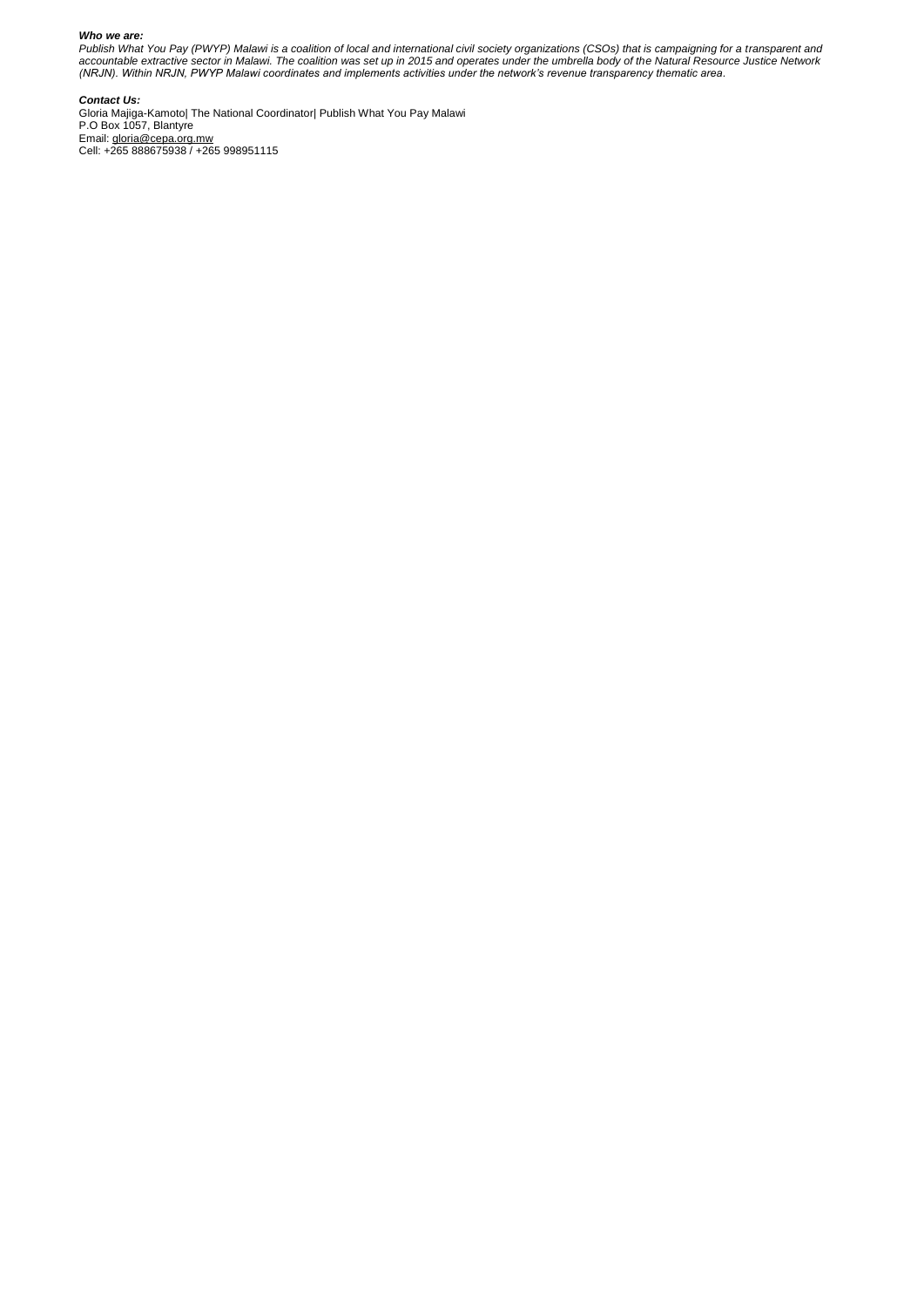***Who we are:***

*Publish What You Pay (PWYP) Malawi is a coalition of local and international civil society organizations (CSOs) that is campaigning for a transparent and accountable extractive sector in Malawi. The coalition was set up in 2015 and operates under the umbrella body of the Natural Resource Justice Network (NRJN). Within NRJN, PWYP Malawi coordinates and implements activities under the network's revenue transparency thematic area.*

***Contact Us:***

Gloria Majiga-Kamoto| The National Coordinator| Publish What You Pay Malawi
P.O Box 1057, Blantyre
Email: gloria@cepa.org.mw
Cell: +265 888675938 / +265 998951115